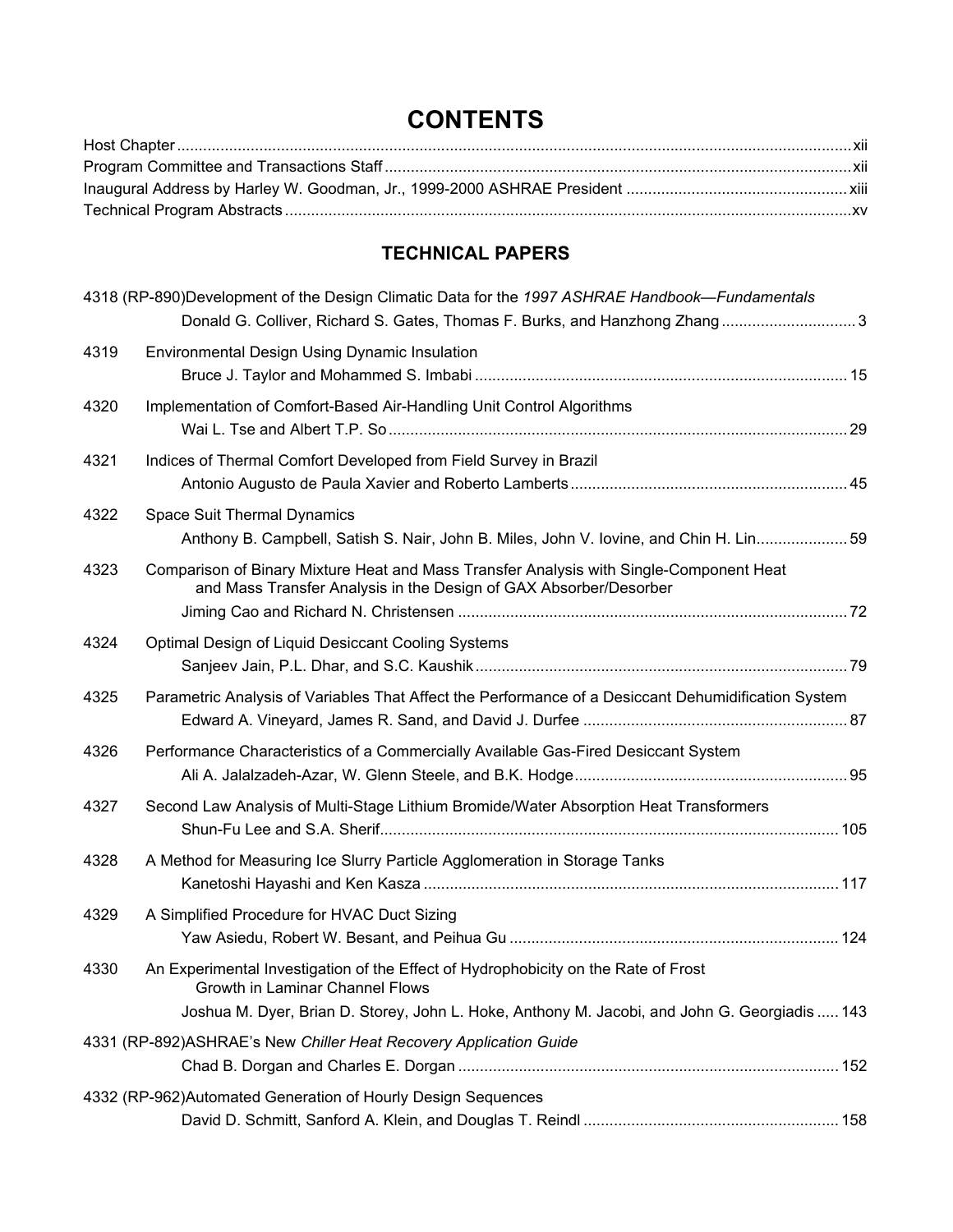# CONTENTS

Host Chapter .......... xii
Program Committee and Transactions Staff .......... xii
Inaugural Address by Harley W. Goodman, Jr., 1999-2000 ASHRAE President .......... xiii
Technical Program Abstracts .......... xv

## TECHNICAL PAPERS

4318 (RP-890) Development of the Design Climatic Data for the *1997 ASHRAE Handbook—Fundamentals*
Donald G. Colliver, Richard S. Gates, Thomas F. Burks, and Hanzhong Zhang .......... 3

4319 Environmental Design Using Dynamic Insulation
Bruce J. Taylor and Mohammed S. Imbabi .......... 15

4320 Implementation of Comfort-Based Air-Handling Unit Control Algorithms
Wai L. Tse and Albert T.P. So .......... 29

4321 Indices of Thermal Comfort Developed from Field Survey in Brazil
Antonio Augusto de Paula Xavier and Roberto Lamberts .......... 45

4322 Space Suit Thermal Dynamics
Anthony B. Campbell, Satish S. Nair, John B. Miles, John V. Iovine, and Chin H. Lin .......... 59

4323 Comparison of Binary Mixture Heat and Mass Transfer Analysis with Single-Component Heat and Mass Transfer Analysis in the Design of GAX Absorber/Desorber
Jiming Cao and Richard N. Christensen .......... 72

4324 Optimal Design of Liquid Desiccant Cooling Systems
Sanjeev Jain, P.L. Dhar, and S.C. Kaushik .......... 79

4325 Parametric Analysis of Variables That Affect the Performance of a Desiccant Dehumidification System
Edward A. Vineyard, James R. Sand, and David J. Durfee .......... 87

4326 Performance Characteristics of a Commercially Available Gas-Fired Desiccant System
Ali A. Jalalzadeh-Azar, W. Glenn Steele, and B.K. Hodge .......... 95

4327 Second Law Analysis of Multi-Stage Lithium Bromide/Water Absorption Heat Transformers
Shun-Fu Lee and S.A. Sherif .......... 105

4328 A Method for Measuring Ice Slurry Particle Agglomeration in Storage Tanks
Kanetoshi Hayashi and Ken Kasza .......... 117

4329 A Simplified Procedure for HVAC Duct Sizing
Yaw Asiedu, Robert W. Besant, and Peihua Gu .......... 124

4330 An Experimental Investigation of the Effect of Hydrophobicity on the Rate of Frost Growth in Laminar Channel Flows
Joshua M. Dyer, Brian D. Storey, John L. Hoke, Anthony M. Jacobi, and John G. Georgiadis .......... 143

4331 (RP-892) ASHRAE's New *Chiller Heat Recovery Application Guide*
Chad B. Dorgan and Charles E. Dorgan .......... 152

4332 (RP-962) Automated Generation of Hourly Design Sequences
David D. Schmitt, Sanford A. Klein, and Douglas T. Reindl .......... 158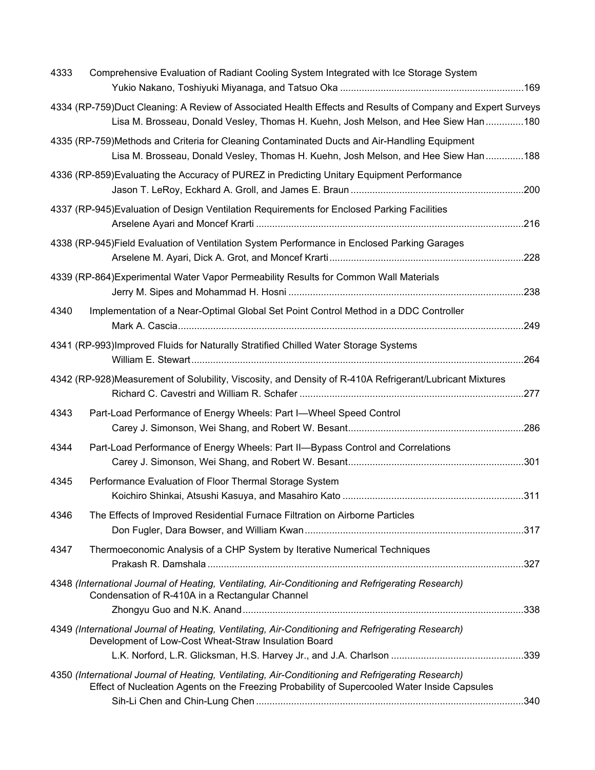4333 Comprehensive Evaluation of Radiant Cooling System Integrated with Ice Storage System
Yukio Nakano, Toshiyuki Miyanaga, and Tatsuo Oka ....................................................................169

4334 (RP-759) Duct Cleaning: A Review of Associated Health Effects and Results of Company and Expert Surveys
Lisa M. Brosseau, Donald Vesley, Thomas H. Kuehn, Josh Melson, and Hee Siew Han ..............180

4335 (RP-759) Methods and Criteria for Cleaning Contaminated Ducts and Air-Handling Equipment
Lisa M. Brosseau, Donald Vesley, Thomas H. Kuehn, Josh Melson, and Hee Siew Han ..............188

4336 (RP-859) Evaluating the Accuracy of PUREZ in Predicting Unitary Equipment Performance
Jason T. LeRoy, Eckhard A. Groll, and James E. Braun ................................................................200

4337 (RP-945) Evaluation of Design Ventilation Requirements for Enclosed Parking Facilities
Arselene Ayari and Moncef Krarti ..................................................................................................216

4338 (RP-945) Field Evaluation of Ventilation System Performance in Enclosed Parking Garages
Arselene M. Ayari, Dick A. Grot, and Moncef Krarti ........................................................................228

4339 (RP-864) Experimental Water Vapor Permeability Results for Common Wall Materials
Jerry M. Sipes and Mohammad H. Hosni .......................................................................................238

4340 Implementation of a Near-Optimal Global Set Point Control Method in a DDC Controller
Mark A. Cascia...............................................................................................................................249

4341 (RP-993) Improved Fluids for Naturally Stratified Chilled Water Storage Systems
William E. Stewart ..........................................................................................................................264

4342 (RP-928) Measurement of Solubility, Viscosity, and Density of R-410A Refrigerant/Lubricant Mixtures
Richard C. Cavestri and William R. Schafer ..................................................................................277

4343 Part-Load Performance of Energy Wheels: Part I—Wheel Speed Control
Carey J. Simonson, Wei Shang, and Robert W. Besant.................................................................286

4344 Part-Load Performance of Energy Wheels: Part II—Bypass Control and Correlations
Carey J. Simonson, Wei Shang, and Robert W. Besant.................................................................301

4345 Performance Evaluation of Floor Thermal Storage System
Koichiro Shinkai, Atsushi Kasuya, and Masahiro Kato ...................................................................311

4346 The Effects of Improved Residential Furnace Filtration on Airborne Particles
Don Fugler, Dara Bowser, and William Kwan.................................................................................317

4347 Thermoeconomic Analysis of a CHP System by Iterative Numerical Techniques
Prakash R. Damshala .....................................................................................................................327

4348 *(International Journal of Heating, Ventilating, Air-Conditioning and Refrigerating Research)*
Condensation of R-410A in a Rectangular Channel
Zhongyu Guo and N.K. Anand.......................................................................................................338

4349 *(International Journal of Heating, Ventilating, Air-Conditioning and Refrigerating Research)*
Development of Low-Cost Wheat-Straw Insulation Board
L.K. Norford, L.R. Glicksman, H.S. Harvey Jr., and J.A. Charlson .................................................339

4350 *(International Journal of Heating, Ventilating, Air-Conditioning and Refrigerating Research)*
Effect of Nucleation Agents on the Freezing Probability of Supercooled Water Inside Capsules
Sih-Li Chen and Chin-Lung Chen ..................................................................................................340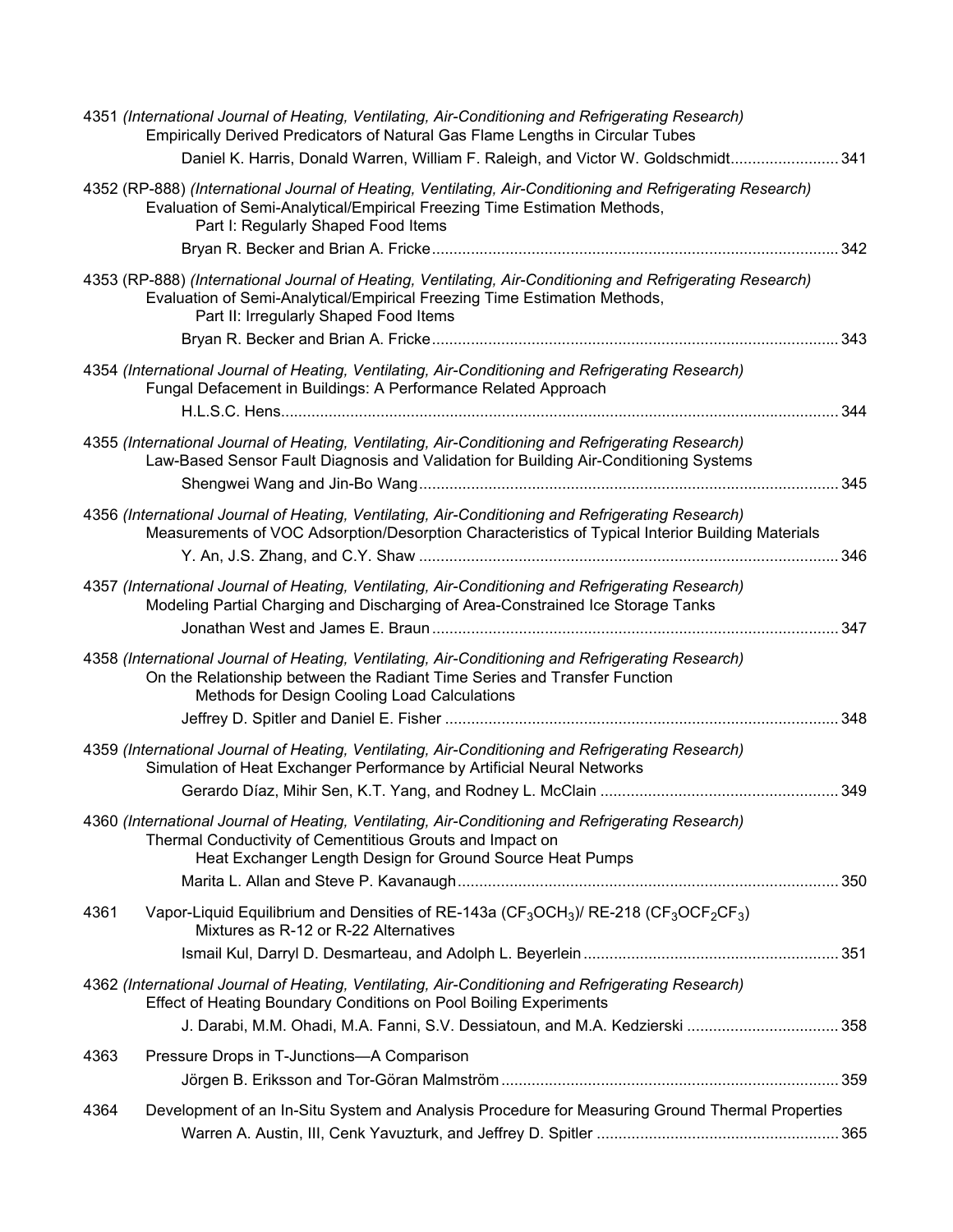4351 *(International Journal of Heating, Ventilating, Air-Conditioning and Refrigerating Research)*
Empirically Derived Predicators of Natural Gas Flame Lengths in Circular Tubes
Daniel K. Harris, Donald Warren, William F. Raleigh, and Victor W. Goldschmidt........................ 341

4352 (RP-888) *(International Journal of Heating, Ventilating, Air-Conditioning and Refrigerating Research)*
Evaluation of Semi-Analytical/Empirical Freezing Time Estimation Methods,
Part I: Regularly Shaped Food Items
Bryan R. Becker and Brian A. Fricke............................................................................................ 342

4353 (RP-888) *(International Journal of Heating, Ventilating, Air-Conditioning and Refrigerating Research)*
Evaluation of Semi-Analytical/Empirical Freezing Time Estimation Methods,
Part II: Irregularly Shaped Food Items
Bryan R. Becker and Brian A. Fricke............................................................................................ 343

4354 *(International Journal of Heating, Ventilating, Air-Conditioning and Refrigerating Research)*
Fungal Defacement in Buildings: A Performance Related Approach
H.L.S.C. Hens.............................................................................................................................. 344

4355 *(International Journal of Heating, Ventilating, Air-Conditioning and Refrigerating Research)*
Law-Based Sensor Fault Diagnosis and Validation for Building Air-Conditioning Systems
Shengwei Wang and Jin-Bo Wang................................................................................................ 345

4356 *(International Journal of Heating, Ventilating, Air-Conditioning and Refrigerating Research)*
Measurements of VOC Adsorption/Desorption Characteristics of Typical Interior Building Materials
Y. An, J.S. Zhang, and C.Y. Shaw ................................................................................................ 346

4357 *(International Journal of Heating, Ventilating, Air-Conditioning and Refrigerating Research)*
Modeling Partial Charging and Discharging of Area-Constrained Ice Storage Tanks
Jonathan West and James E. Braun ............................................................................................. 347

4358 *(International Journal of Heating, Ventilating, Air-Conditioning and Refrigerating Research)*
On the Relationship between the Radiant Time Series and Transfer Function
Methods for Design Cooling Load Calculations
Jeffrey D. Spitler and Daniel E. Fisher .......................................................................................... 348

4359 *(International Journal of Heating, Ventilating, Air-Conditioning and Refrigerating Research)*
Simulation of Heat Exchanger Performance by Artificial Neural Networks
Gerardo Díaz, Mihir Sen, K.T. Yang, and Rodney L. McClain ...................................................... 349

4360 *(International Journal of Heating, Ventilating, Air-Conditioning and Refrigerating Research)*
Thermal Conductivity of Cementitious Grouts and Impact on
Heat Exchanger Length Design for Ground Source Heat Pumps
Marita L. Allan and Steve P. Kavanaugh....................................................................................... 350

4361 Vapor-Liquid Equilibrium and Densities of RE-143a ($CF_3OCH_3$)/ RE-218 ($CF_3OCF_2CF_3$)
Mixtures as R-12 or R-22 Alternatives
Ismail Kul, Darryl D. Desmarteau, and Adolph L. Beyerlein .......................................................... 351

4362 *(International Journal of Heating, Ventilating, Air-Conditioning and Refrigerating Research)*
Effect of Heating Boundary Conditions on Pool Boiling Experiments
J. Darabi, M.M. Ohadi, M.A. Fanni, S.V. Dessiatoun, and M.A. Kedzierski .................................. 358

4363 Pressure Drops in T-Junctions—A Comparison
Jörgen B. Eriksson and Tor-Göran Malmström ............................................................................. 359

4364 Development of an In-Situ System and Analysis Procedure for Measuring Ground Thermal Properties
Warren A. Austin, III, Cenk Yavuzturk, and Jeffrey D. Spitler ....................................................... 365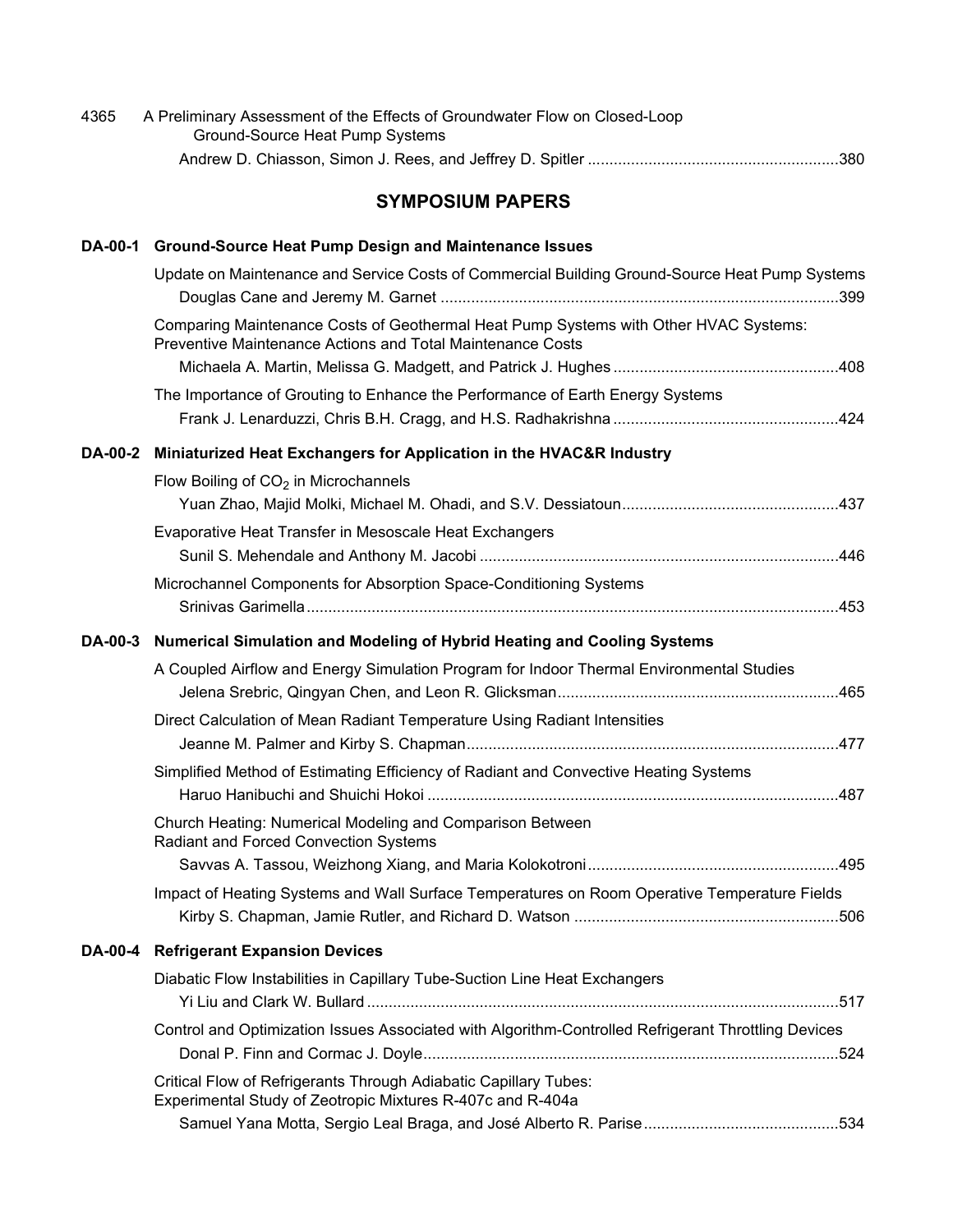4365 A Preliminary Assessment of the Effects of Groundwater Flow on Closed-Loop Ground-Source Heat Pump Systems
Andrew D. Chiasson, Simon J. Rees, and Jeffrey D. Spitler ....................................................380

## SYMPOSIUM PAPERS

**DA-00-1 Ground-Source Heat Pump Design and Maintenance Issues**

Update on Maintenance and Service Costs of Commercial Building Ground-Source Heat Pump Systems
Douglas Cane and Jeremy M. Garnet ....................................................399

Comparing Maintenance Costs of Geothermal Heat Pump Systems with Other HVAC Systems: Preventive Maintenance Actions and Total Maintenance Costs
Michaela A. Martin, Melissa G. Madgett, and Patrick J. Hughes ....................................................408

The Importance of Grouting to Enhance the Performance of Earth Energy Systems
Frank J. Lenarduzzi, Chris B.H. Cragg, and H.S. Radhakrishna ....................................................424

**DA-00-2 Miniaturized Heat Exchangers for Application in the HVAC&R Industry**

Flow Boiling of $CO_2$ in Microchannels
Yuan Zhao, Majid Molki, Michael M. Ohadi, and S.V. Dessiatoun....................................................437

Evaporative Heat Transfer in Mesoscale Heat Exchangers
Sunil S. Mehendale and Anthony M. Jacobi ....................................................446

Microchannel Components for Absorption Space-Conditioning Systems
Srinivas Garimella....................................................453

**DA-00-3 Numerical Simulation and Modeling of Hybrid Heating and Cooling Systems**

A Coupled Airflow and Energy Simulation Program for Indoor Thermal Environmental Studies
Jelena Srebric, Qingyan Chen, and Leon R. Glicksman....................................................465

Direct Calculation of Mean Radiant Temperature Using Radiant Intensities
Jeanne M. Palmer and Kirby S. Chapman....................................................477

Simplified Method of Estimating Efficiency of Radiant and Convective Heating Systems
Haruo Hanibuchi and Shuichi Hokoi ....................................................487

Church Heating: Numerical Modeling and Comparison Between Radiant and Forced Convection Systems
Savvas A. Tassou, Weizhong Xiang, and Maria Kolokotroni....................................................495

Impact of Heating Systems and Wall Surface Temperatures on Room Operative Temperature Fields
Kirby S. Chapman, Jamie Rutler, and Richard D. Watson ....................................................506

**DA-00-4 Refrigerant Expansion Devices**

Diabatic Flow Instabilities in Capillary Tube-Suction Line Heat Exchangers
Yi Liu and Clark W. Bullard ....................................................517

Control and Optimization Issues Associated with Algorithm-Controlled Refrigerant Throttling Devices
Donal P. Finn and Cormac J. Doyle....................................................524

Critical Flow of Refrigerants Through Adiabatic Capillary Tubes: Experimental Study of Zeotropic Mixtures R-407c and R-404a
Samuel Yana Motta, Sergio Leal Braga, and José Alberto R. Parise....................................................534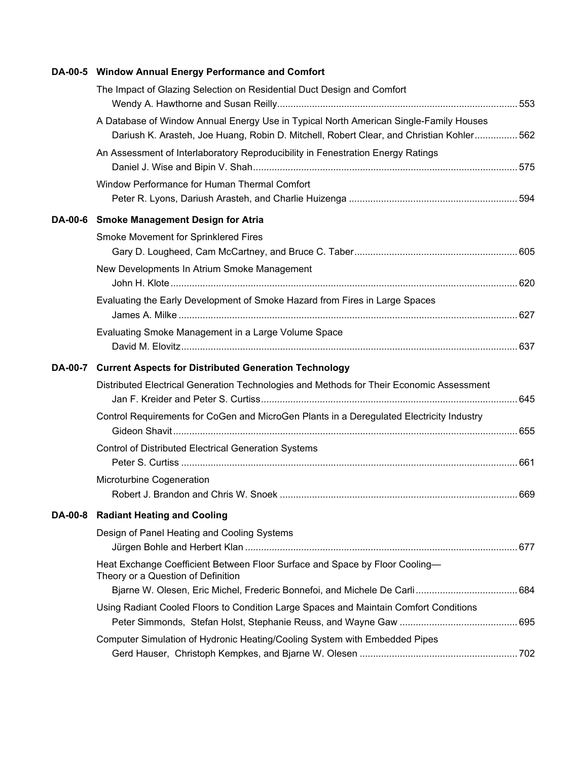**DA-00-5 Window Annual Energy Performance and Comfort**

The Impact of Glazing Selection on Residential Duct Design and Comfort
Wendy A. Hawthorne and Susan Reilly ........ 553

A Database of Window Annual Energy Use in Typical North American Single-Family Houses
Dariush K. Arasteh, Joe Huang, Robin D. Mitchell, Robert Clear, and Christian Kohler ........ 562

An Assessment of Interlaboratory Reproducibility in Fenestration Energy Ratings
Daniel J. Wise and Bipin V. Shah ........ 575

Window Performance for Human Thermal Comfort
Peter R. Lyons, Dariush Arasteh, and Charlie Huizenga ........ 594

**DA-00-6 Smoke Management Design for Atria**

Smoke Movement for Sprinklered Fires
Gary D. Lougheed, Cam McCartney, and Bruce C. Taber ........ 605

New Developments In Atrium Smoke Management
John H. Klote ........ 620

Evaluating the Early Development of Smoke Hazard from Fires in Large Spaces
James A. Milke ........ 627

Evaluating Smoke Management in a Large Volume Space
David M. Elovitz ........ 637

**DA-00-7 Current Aspects for Distributed Generation Technology**

Distributed Electrical Generation Technologies and Methods for Their Economic Assessment
Jan F. Kreider and Peter S. Curtiss ........ 645

Control Requirements for CoGen and MicroGen Plants in a Deregulated Electricity Industry
Gideon Shavit ........ 655

Control of Distributed Electrical Generation Systems
Peter S. Curtiss ........ 661

Microturbine Cogeneration
Robert J. Brandon and Chris W. Snoek ........ 669

**DA-00-8 Radiant Heating and Cooling**

Design of Panel Heating and Cooling Systems
Jürgen Bohle and Herbert Klan ........ 677

Heat Exchange Coefficient Between Floor Surface and Space by Floor Cooling—Theory or a Question of Definition
Bjarne W. Olesen, Eric Michel, Frederic Bonnefoi, and Michele De Carli ........ 684

Using Radiant Cooled Floors to Condition Large Spaces and Maintain Comfort Conditions
Peter Simmonds, Stefan Holst, Stephanie Reuss, and Wayne Gaw ........ 695

Computer Simulation of Hydronic Heating/Cooling System with Embedded Pipes
Gerd Hauser, Christoph Kempkes, and Bjarne W. Olesen ........ 702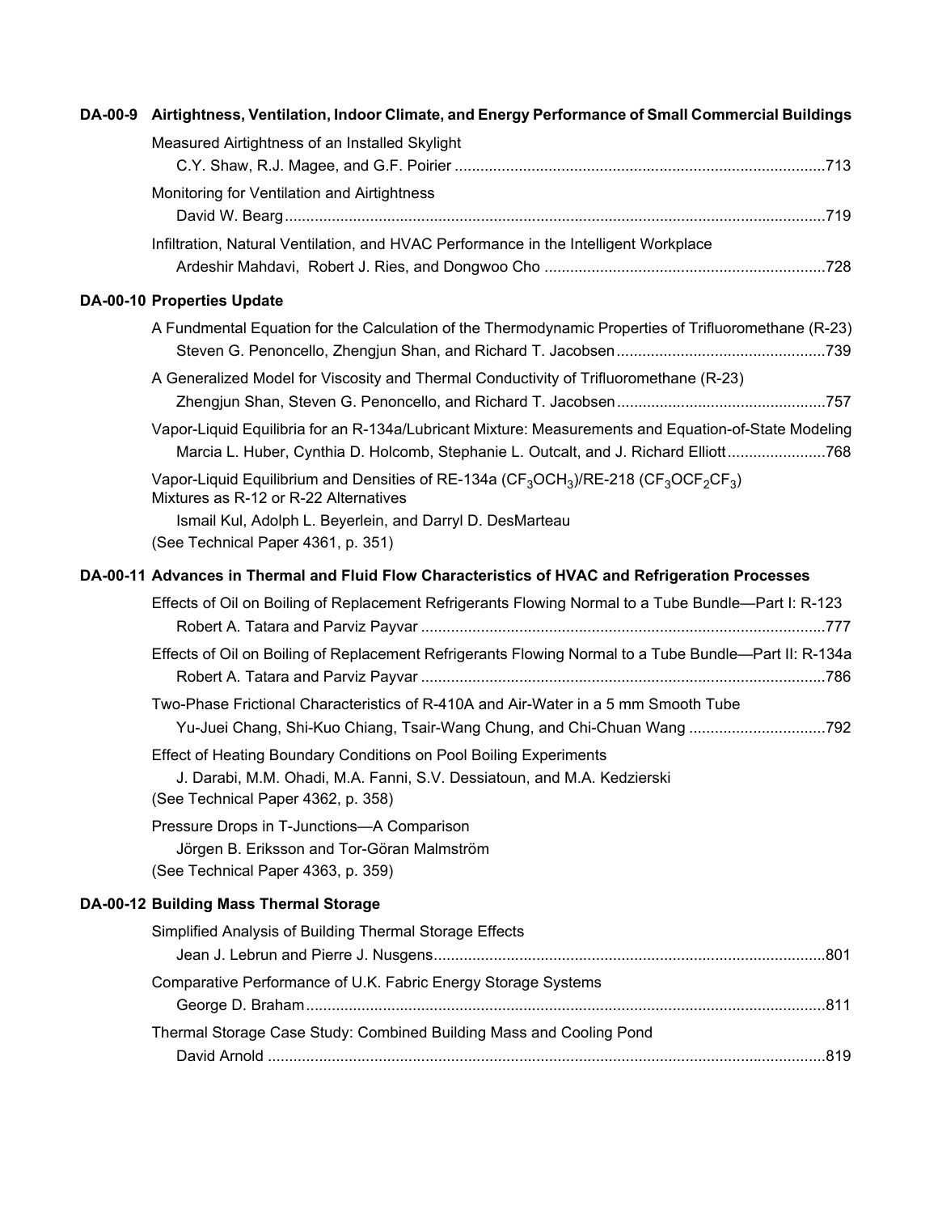**DA-00-9 Airtightness, Ventilation, Indoor Climate, and Energy Performance of Small Commercial Buildings**

Measured Airtightness of an Installed Skylight
C.Y. Shaw, R.J. Magee, and G.F. Poirier ....................................................................................713

Monitoring for Ventilation and Airtightness
David W. Bearg..........................................................................................................................719

Infiltration, Natural Ventilation, and HVAC Performance in the Intelligent Workplace
Ardeshir Mahdavi, Robert J. Ries, and Dongwoo Cho ...............................................................728

**DA-00-10 Properties Update**

A Fundmental Equation for the Calculation of the Thermodynamic Properties of Trifluoromethane (R-23)
Steven G. Penoncello, Zhengjun Shan, and Richard T. Jacobsen ...............................................739

A Generalized Model for Viscosity and Thermal Conductivity of Trifluoromethane (R-23)
Zhengjun Shan, Steven G. Penoncello, and Richard T. Jacobsen ...............................................757

Vapor-Liquid Equilibria for an R-134a/Lubricant Mixture: Measurements and Equation-of-State Modeling
Marcia L. Huber, Cynthia D. Holcomb, Stephanie L. Outcalt, and J. Richard Elliott.......................768

Vapor-Liquid Equilibrium and Densities of RE-134a ($CF_3OCH_3$)/RE-218 ($CF_3OCF_2CF_3$) Mixtures as R-12 or R-22 Alternatives
Ismail Kul, Adolph L. Beyerlein, and Darryl D. DesMarteau
(See Technical Paper 4361, p. 351)

**DA-00-11 Advances in Thermal and Fluid Flow Characteristics of HVAC and Refrigeration Processes**

Effects of Oil on Boiling of Replacement Refrigerants Flowing Normal to a Tube Bundle—Part I: R-123
Robert A. Tatara and Parviz Payvar .............................................................................................777

Effects of Oil on Boiling of Replacement Refrigerants Flowing Normal to a Tube Bundle—Part II: R-134a
Robert A. Tatara and Parviz Payvar .............................................................................................786

Two-Phase Frictional Characteristics of R-410A and Air-Water in a 5 mm Smooth Tube
Yu-Juei Chang, Shi-Kuo Chiang, Tsair-Wang Chung, and Chi-Chuan Wang ................................792

Effect of Heating Boundary Conditions on Pool Boiling Experiments
J. Darabi, M.M. Ohadi, M.A. Fanni, S.V. Dessiatoun, and M.A. Kedzierski
(See Technical Paper 4362, p. 358)

Pressure Drops in T-Junctions—A Comparison
Jörgen B. Eriksson and Tor-Göran Malmström
(See Technical Paper 4363, p. 359)

**DA-00-12 Building Mass Thermal Storage**

Simplified Analysis of Building Thermal Storage Effects
Jean J. Lebrun and Pierre J. Nusgens...........................................................................................801

Comparative Performance of U.K. Fabric Energy Storage Systems
George D. Braham........................................................................................................................811

Thermal Storage Case Study: Combined Building Mass and Cooling Pond
David Arnold ................................................................................................................................819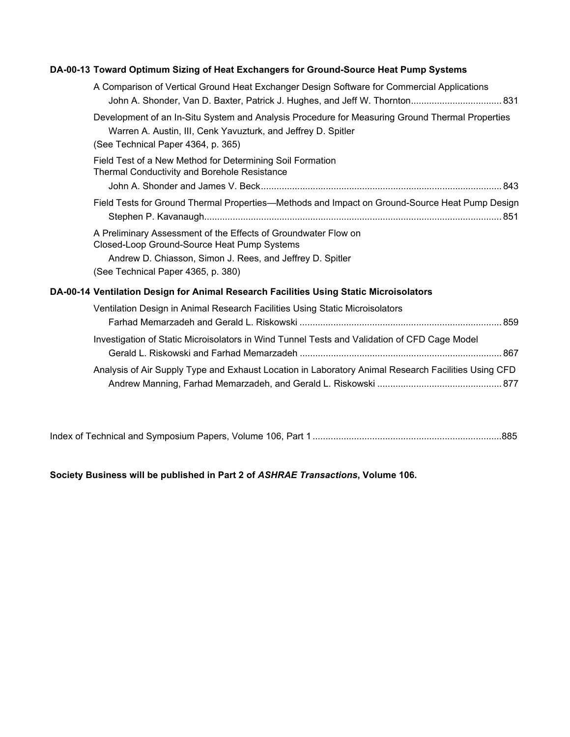**DA-00-13 Toward Optimum Sizing of Heat Exchangers for Ground-Source Heat Pump Systems**

A Comparison of Vertical Ground Heat Exchanger Design Software for Commercial Applications
John A. Shonder, Van D. Baxter, Patrick J. Hughes, and Jeff W. Thornton .................................. 831

Development of an In-Situ System and Analysis Procedure for Measuring Ground Thermal Properties
Warren A. Austin, III, Cenk Yavuzturk, and Jeffrey D. Spitler
(See Technical Paper 4364, p. 365)

Field Test of a New Method for Determining Soil Formation Thermal Conductivity and Borehole Resistance
John A. Shonder and James V. Beck .......................................................................................... 843

Field Tests for Ground Thermal Properties—Methods and Impact on Ground-Source Heat Pump Design
Stephen P. Kavanaugh.................................................................................................................. 851

A Preliminary Assessment of the Effects of Groundwater Flow on Closed-Loop Ground-Source Heat Pump Systems
Andrew D. Chiasson, Simon J. Rees, and Jeffrey D. Spitler
(See Technical Paper 4365, p. 380)

**DA-00-14 Ventilation Design for Animal Research Facilities Using Static Microisolators**

Ventilation Design in Animal Research Facilities Using Static Microisolators
Farhad Memarzadeh and Gerald L. Riskowski ............................................................................ 859

Investigation of Static Microisolators in Wind Tunnel Tests and Validation of CFD Cage Model
Gerald L. Riskowski and Farhad Memarzadeh ............................................................................ 867

Analysis of Air Supply Type and Exhaust Location in Laboratory Animal Research Facilities Using CFD
Andrew Manning, Farhad Memarzadeh, and Gerald L. Riskowski ............................................... 877

Index of Technical and Symposium Papers, Volume 106, Part 1 .......................................................................885

**Society Business will be published in Part 2 of *ASHRAE Transactions*, Volume 106.**